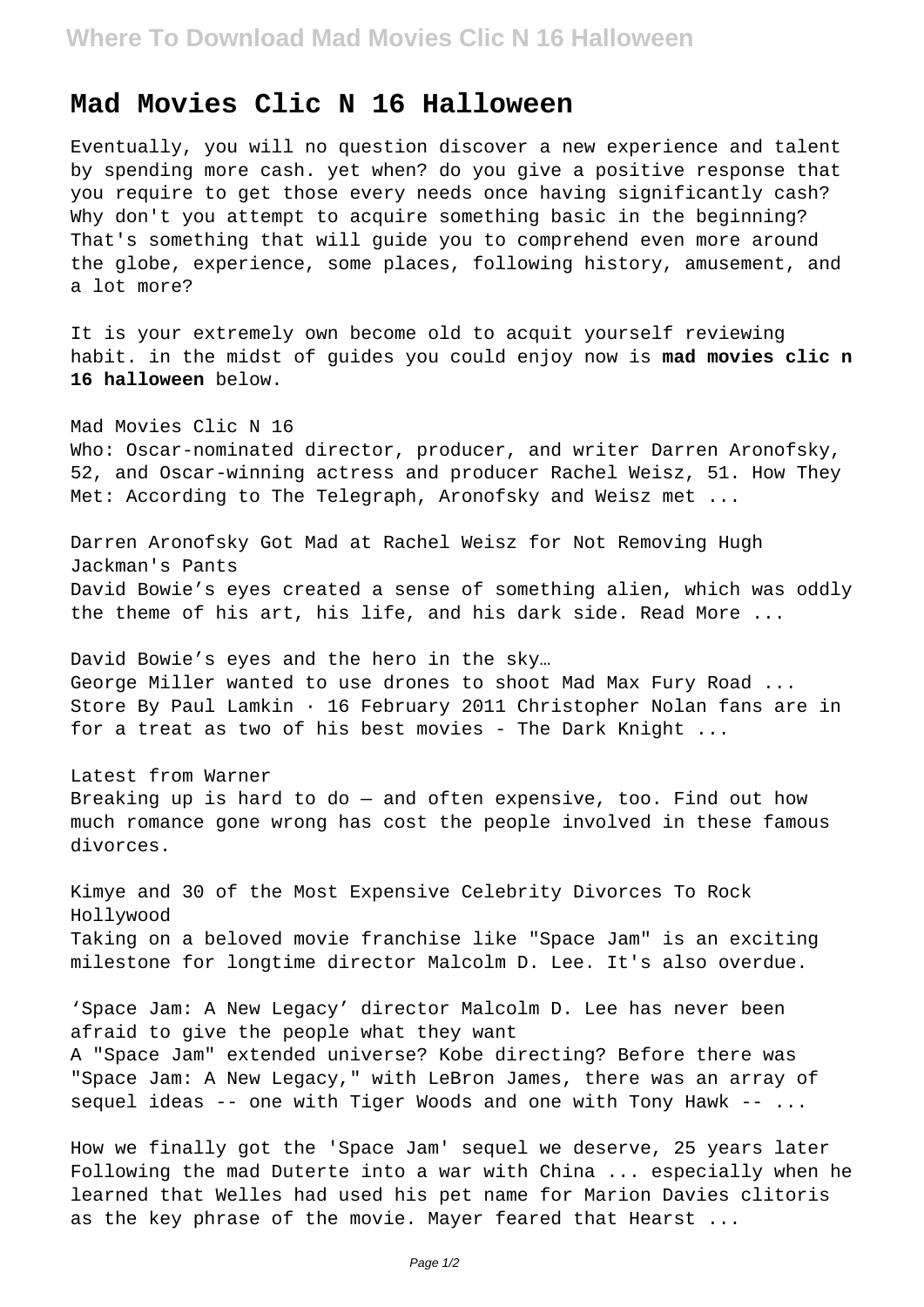# Mad Movies Clic N 16 Halloween

Eventually, you will no question discover a new experience and talent by spending more cash. yet when? do you give a positive response that you require to get those every needs once having significantly cash? Why don't you attempt to acquire something basic in the beginning? That's something that will guide you to comprehend even more around the globe, experience, some places, following history, amusement, and a lot more?

It is your extremely own become old to acquit yourself reviewing habit. in the midst of guides you could enjoy now is **mad movies clic n 16 halloween** below.

Mad Movies Clic N 16
Who: Oscar-nominated director, producer, and writer Darren Aronofsky, 52, and Oscar-winning actress and producer Rachel Weisz, 51. How They Met: According to The Telegraph, Aronofsky and Weisz met ...

Darren Aronofsky Got Mad at Rachel Weisz for Not Removing Hugh Jackman's Pants
David Bowie's eyes created a sense of something alien, which was oddly the theme of his art, his life, and his dark side. Read More ...

David Bowie's eyes and the hero in the sky…
George Miller wanted to use drones to shoot Mad Max Fury Road ... Store By Paul Lamkin · 16 February 2011 Christopher Nolan fans are in for a treat as two of his best movies - The Dark Knight ...

Latest from Warner
Breaking up is hard to do — and often expensive, too. Find out how much romance gone wrong has cost the people involved in these famous divorces.

Kimye and 30 of the Most Expensive Celebrity Divorces To Rock Hollywood
Taking on a beloved movie franchise like "Space Jam" is an exciting milestone for longtime director Malcolm D. Lee. It's also overdue.

'Space Jam: A New Legacy' director Malcolm D. Lee has never been afraid to give the people what they want
A "Space Jam" extended universe? Kobe directing? Before there was "Space Jam: A New Legacy," with LeBron James, there was an array of sequel ideas -- one with Tiger Woods and one with Tony Hawk -- ...

How we finally got the 'Space Jam' sequel we deserve, 25 years later
Following the mad Duterte into a war with China ... especially when he learned that Welles had used his pet name for Marion Davies clitoris as the key phrase of the movie. Mayer feared that Hearst ...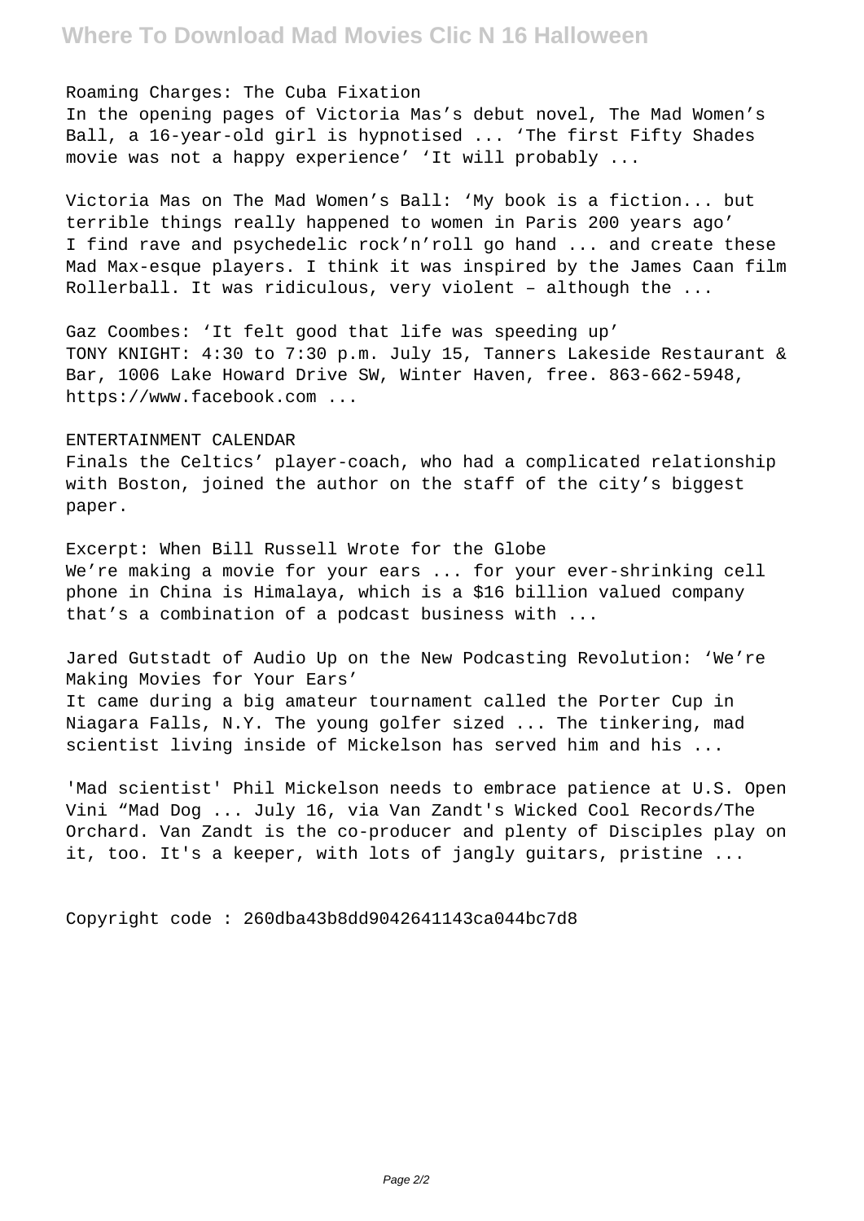Roaming Charges: The Cuba Fixation
In the opening pages of Victoria Mas's debut novel, The Mad Women's Ball, a 16-year-old girl is hypnotised ... 'The first Fifty Shades movie was not a happy experience' 'It will probably ...

Victoria Mas on The Mad Women's Ball: 'My book is a fiction... but terrible things really happened to women in Paris 200 years ago'
I find rave and psychedelic rock'n'roll go hand ... and create these Mad Max-esque players. I think it was inspired by the James Caan film Rollerball. It was ridiculous, very violent – although the ...

Gaz Coombes: 'It felt good that life was speeding up'
TONY KNIGHT: 4:30 to 7:30 p.m. July 15, Tanners Lakeside Restaurant & Bar, 1006 Lake Howard Drive SW, Winter Haven, free. 863-662-5948, https://www.facebook.com ...

ENTERTAINMENT CALENDAR
Finals the Celtics' player-coach, who had a complicated relationship with Boston, joined the author on the staff of the city's biggest paper.

Excerpt: When Bill Russell Wrote for the Globe
We're making a movie for your ears ... for your ever-shrinking cell phone in China is Himalaya, which is a $16 billion valued company that's a combination of a podcast business with ...

Jared Gutstadt of Audio Up on the New Podcasting Revolution: 'We're Making Movies for Your Ears'
It came during a big amateur tournament called the Porter Cup in Niagara Falls, N.Y. The young golfer sized ... The tinkering, mad scientist living inside of Mickelson has served him and his ...

'Mad scientist' Phil Mickelson needs to embrace patience at U.S. Open
Vini "Mad Dog ... July 16, via Van Zandt's Wicked Cool Records/The Orchard. Van Zandt is the co-producer and plenty of Disciples play on it, too. It's a keeper, with lots of jangly guitars, pristine ...

Copyright code : 260dba43b8dd9042641143ca044bc7d8